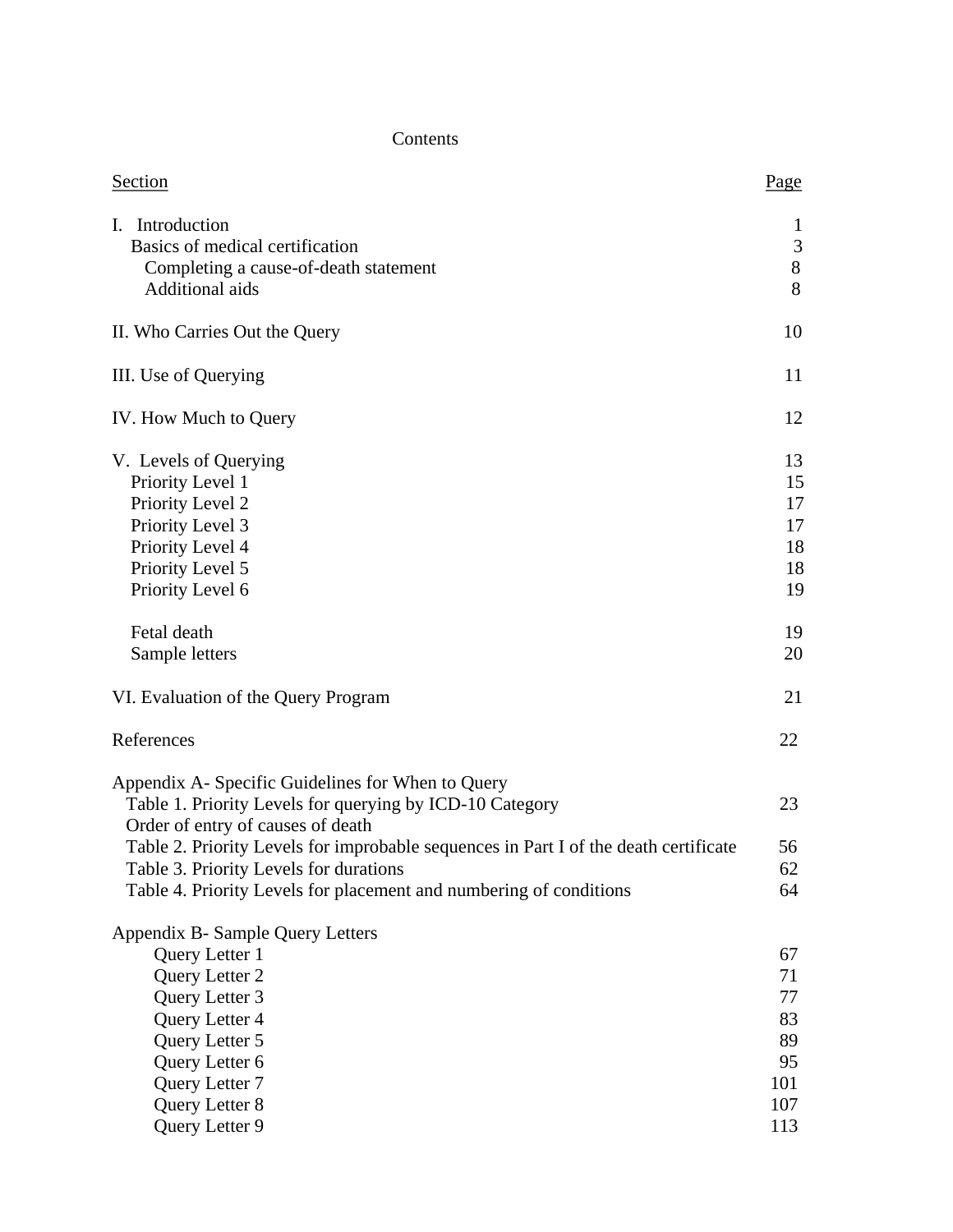# Contents

| Section | Page |
|---|---|
| I. Introduction | 1 |
| Basics of medical certification | 3 |
| Completing a cause-of-death statement | 8 |
| Additional aids | 8 |
| II. Who Carries Out the Query | 10 |
| III. Use of Querying | 11 |
| IV. How Much to Query | 12 |
| V. Levels of Querying | 13 |
| Priority Level 1 | 15 |
| Priority Level 2 | 17 |
| Priority Level 3 | 17 |
| Priority Level 4 | 18 |
| Priority Level 5 | 18 |
| Priority Level 6 | 19 |
| Fetal death | 19 |
| Sample letters | 20 |
| VI. Evaluation of the Query Program | 21 |
| References | 22 |
| Appendix A- Specific Guidelines for When to Query | |
| Table 1. Priority Levels for querying by ICD-10 Category | 23 |
| Order of entry of causes of death | |
| Table 2. Priority Levels for improbable sequences in Part I of the death certificate | 56 |
| Table 3. Priority Levels for durations | 62 |
| Table 4. Priority Levels for placement and numbering of conditions | 64 |
| Appendix B- Sample Query Letters | |
| Query Letter 1 | 67 |
| Query Letter 2 | 71 |
| Query Letter 3 | 77 |
| Query Letter 4 | 83 |
| Query Letter 5 | 89 |
| Query Letter 6 | 95 |
| Query Letter 7 | 101 |
| Query Letter 8 | 107 |
| Query Letter 9 | 113 |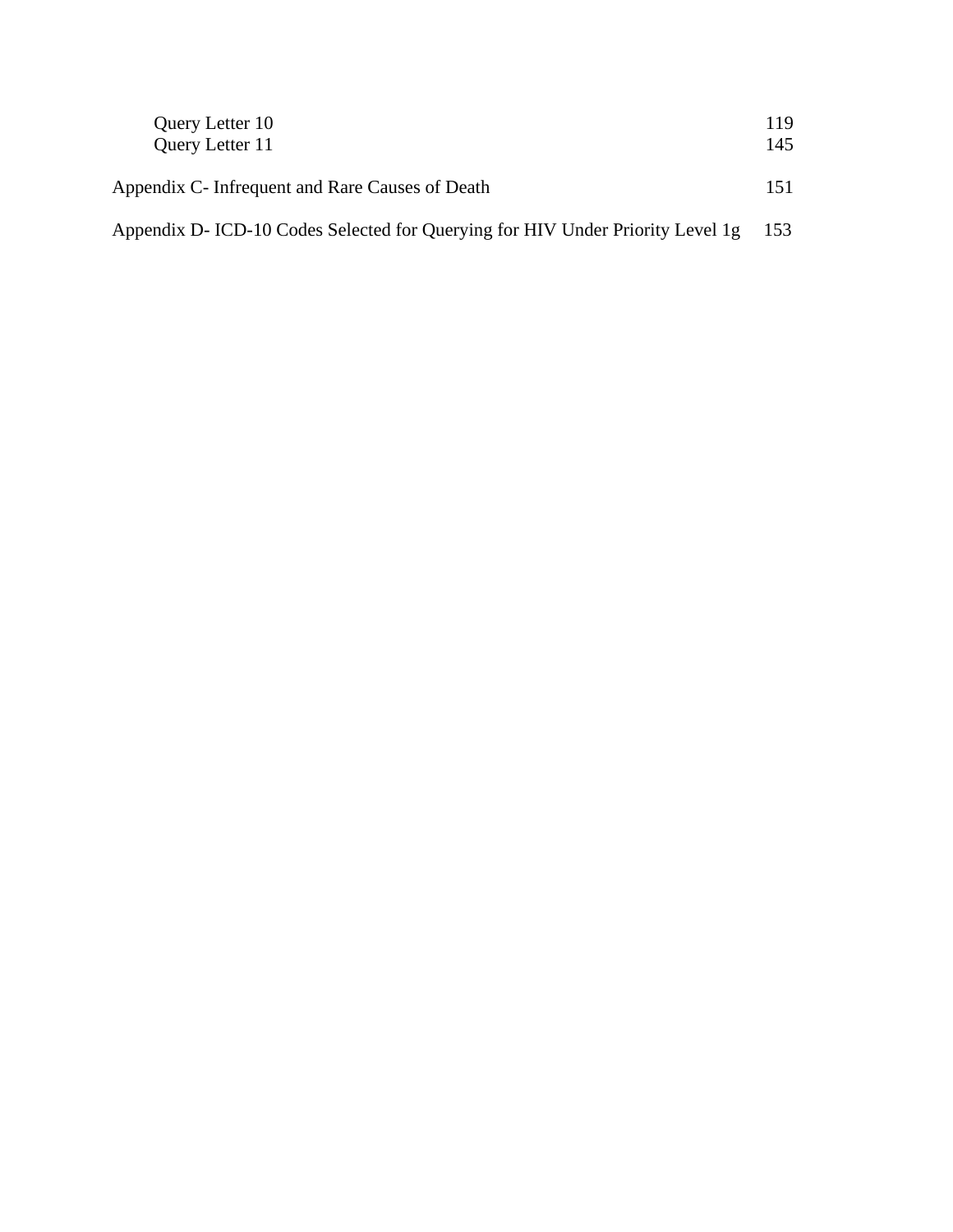| | |
|---|---|
| Query Letter 10 | 119 |
| Query Letter 11 | 145 |
| Appendix C- Infrequent and Rare Causes of Death | 151 |
| Appendix D- ICD-10 Codes Selected for Querying for HIV Under Priority Level 1g | 153 |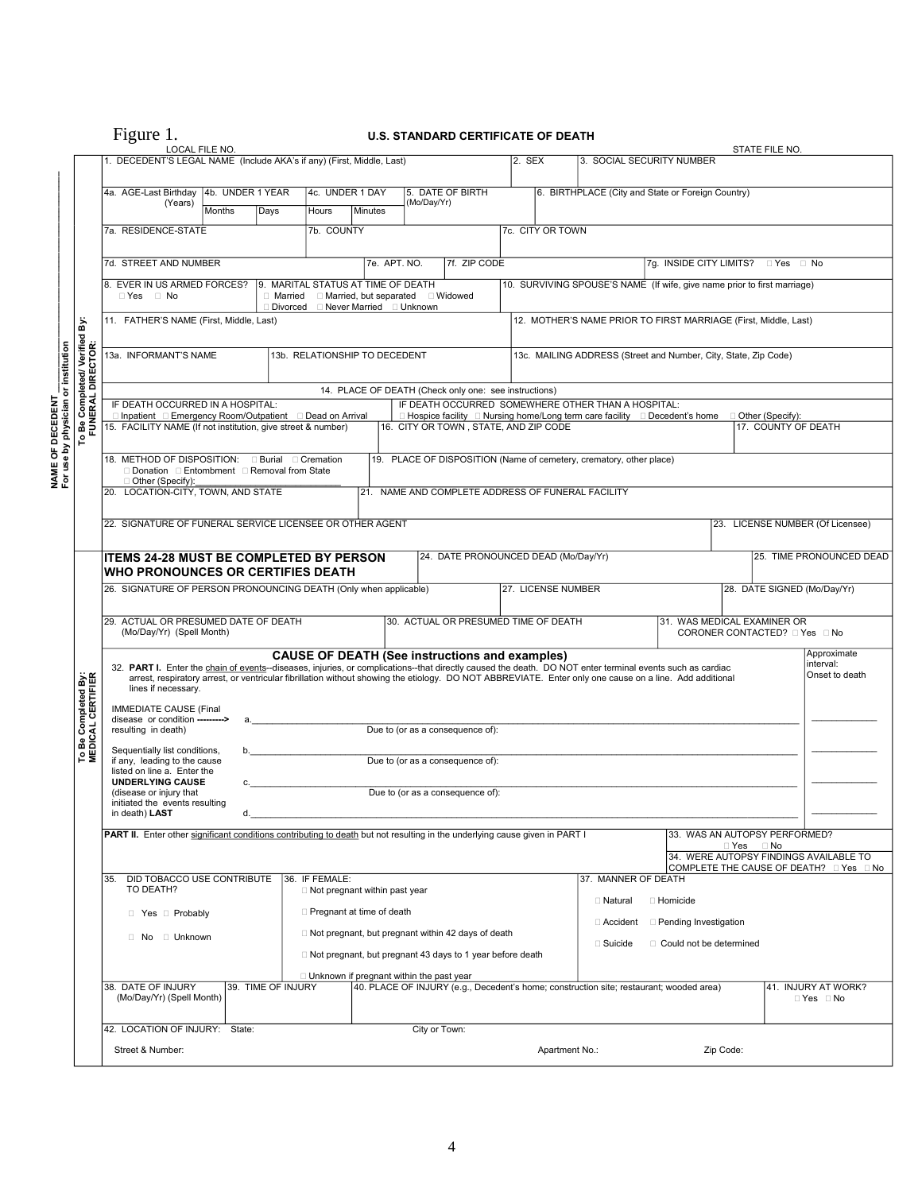Figure 1.

**U.S. STANDARD CERTIFICATE OF DEATH**

LOCAL FILE NO. STATE FILE NO.

NAME OF DECEDENT___________
For use by physician or institution

**To Be Completed/ Verified By: FUNERAL DIRECTOR:**

| 1. DECEDENT'S LEGAL NAME (Include AKA's if any) (First, Middle, Last) | 2. SEX | 3. SOCIAL SECURITY NUMBER |
|---|---|---|

| 4a. AGE-Last Birthday (Years) | 4b. UNDER 1 YEAR Months / Days | 4c. UNDER 1 DAY Hours / Minutes | 5. DATE OF BIRTH (Mo/Day/Yr) | 6. BIRTHPLACE (City and State or Foreign Country) |
|---|---|---|---|---|

| 7a. RESIDENCE-STATE | 7b. COUNTY | 7c. CITY OR TOWN |
|---|---|---|

| 7d. STREET AND NUMBER | 7e. APT. NO. | 7f. ZIP CODE | 7g. INSIDE CITY LIMITS? □ Yes □ No |
|---|---|---|---|

| 8. EVER IN US ARMED FORCES? □ Yes □ No | 9. MARITAL STATUS AT TIME OF DEATH □ Married □ Married, but separated □ Widowed □ Divorced □ Never Married □ Unknown | 10. SURVIVING SPOUSE'S NAME (If wife, give name prior to first marriage) |
|---|---|---|

| 11. FATHER'S NAME (First, Middle, Last) | 12. MOTHER'S NAME PRIOR TO FIRST MARRIAGE (First, Middle, Last) |
|---|---|

| 13a. INFORMANT'S NAME | 13b. RELATIONSHIP TO DECEDENT | 13c. MAILING ADDRESS (Street and Number, City, State, Zip Code) |
|---|---|---|

14. PLACE OF DEATH (Check only one: see instructions)

IF DEATH OCCURRED IN A HOSPITAL: □ Inpatient □ Emergency Room/Outpatient □ Dead on Arrival

IF DEATH OCCURRED SOMEWHERE OTHER THAN A HOSPITAL: □ Hospice facility □ Nursing home/Long term care facility □ Decedent's home □ Other (Specify):

| 15. FACILITY NAME (If not institution, give street & number) | 16. CITY OR TOWN , STATE, AND ZIP CODE | 17. COUNTY OF DEATH |
|---|---|---|

| 18. METHOD OF DISPOSITION: □ Burial □ Cremation □ Donation □ Entombment □ Removal from State □ Other (Specify):___________________________ | 19. PLACE OF DISPOSITION (Name of cemetery, crematory, other place) |
|---|---|

| 20. LOCATION-CITY, TOWN, AND STATE | 21. NAME AND COMPLETE ADDRESS OF FUNERAL FACILITY |
|---|---|

| 22. SIGNATURE OF FUNERAL SERVICE LICENSEE OR OTHER AGENT | 23. LICENSE NUMBER (Of Licensee) |
|---|---|

**To Be Completed By: MEDICAL CERTIFIER**

| **ITEMS 24-28 MUST BE COMPLETED BY PERSON WHO PRONOUNCES OR CERTIFIES DEATH** | 24. DATE PRONOUNCED DEAD (Mo/Day/Yr) | 25. TIME PRONOUNCED DEAD |
|---|---|---|

| 26. SIGNATURE OF PERSON PRONOUNCING DEATH (Only when applicable) | 27. LICENSE NUMBER | 28. DATE SIGNED (Mo/Day/Yr) |
|---|---|---|

| 29. ACTUAL OR PRESUMED DATE OF DEATH (Mo/Day/Yr) (Spell Month) | 30. ACTUAL OR PRESUMED TIME OF DEATH | 31. WAS MEDICAL EXAMINER OR CORONER CONTACTED? □ Yes □ No |
|---|---|---|

**CAUSE OF DEATH (See instructions and examples)**

32. **PART I.** Enter the chain of events--diseases, injuries, or complications--that directly caused the death. DO NOT enter terminal events such as cardiac arrest, respiratory arrest, or ventricular fibrillation without showing the etiology. DO NOT ABBREVIATE. Enter only one cause on a line. Add additional lines if necessary.

Approximate interval: Onset to death

IMMEDIATE CAUSE (Final disease or condition ---------> resulting in death) a.______________________________ ____________

Due to (or as a consequence of):

Sequentially list conditions, if any, leading to the cause listed on line a. Enter the **UNDERLYING CAUSE** (disease or injury that initiated the events resulting in death) **LAST**

b.______________________________ ____________

Due to (or as a consequence of):

c.______________________________ ____________

Due to (or as a consequence of):

d.______________________________ ____________

| **PART II.** Enter other significant conditions contributing to death but not resulting in the underlying cause given in PART I | 33. WAS AN AUTOPSY PERFORMED? □ Yes □ No<br>34. WERE AUTOPSY FINDINGS AVAILABLE TO COMPLETE THE CAUSE OF DEATH? □ Yes □ No |
|---|---|

| 35. DID TOBACCO USE CONTRIBUTE TO DEATH? □ Yes □ Probably □ No □ Unknown | 36. IF FEMALE: □ Not pregnant within past year □ Pregnant at time of death □ Not pregnant, but pregnant within 42 days of death □ Not pregnant, but pregnant 43 days to 1 year before death □ Unknown if pregnant within the past year | 37. MANNER OF DEATH □ Natural □ Homicide □ Accident □ Pending Investigation □ Suicide □ Could not be determined |
|---|---|---|

| 38. DATE OF INJURY (Mo/Day/Yr) (Spell Month) | 39. TIME OF INJURY | 40. PLACE OF INJURY (e.g., Decedent's home; construction site; restaurant; wooded area) | 41. INJURY AT WORK? □ Yes □ No |
|---|---|---|---|

42. LOCATION OF INJURY: State: City or Town:

Street & Number: Apartment No.: Zip Code: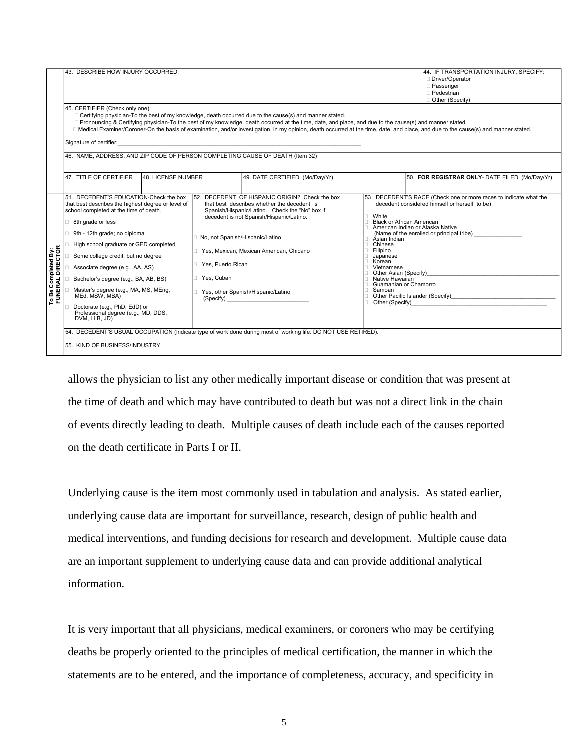| | 43. DESCRIBE HOW INJURY OCCURRED: | | | | 44. IF TRANSPORTATION INJURY, SPECIFY: □ Driver/Operator □ Passenger □ Pedestrian □ Other (Specify) |
|---|---|---|---|---|---|
| | 45. CERTIFIER (Check only one): □ Certifying physician-To the best of my knowledge, death occurred due to the cause(s) and manner stated. □ Pronouncing & Certifying physician-To the best of my knowledge, death occurred at the time, date, and place, and due to the cause(s) and manner stated. □ Medical Examiner/Coroner-On the basis of examination, and/or investigation, in my opinion, death occurred at the time, date, and place, and due to the cause(s) and manner stated. Signature of certifier:_______________ | | | | |
| | 46. NAME, ADDRESS, AND ZIP CODE OF PERSON COMPLETING CAUSE OF DEATH (Item 32) | | | | |
| | 47. TITLE OF CERTIFIER | 48. LICENSE NUMBER | 49. DATE CERTIFIED (Mo/Day/Yr) | | 50. **FOR REGISTRAR ONLY**- DATE FILED (Mo/Day/Yr) |
| To Be Completed By: FUNERAL DIRECTOR | 51. DECEDENT'S EDUCATION-Check the box that best describes the highest degree or level of school completed at the time of death. □ 8th grade or less □ 9th - 12th grade; no diploma □ High school graduate or GED completed □ Some college credit, but no degree □ Associate degree (e.g., AA, AS) □ Bachelor's degree (e.g., BA, AB, BS) □ Master's degree (e.g., MA, MS, MEng, MEd, MSW, MBA) □ Doctorate (e.g., PhD, EdD) or Professional degree (e.g., MD, DDS, DVM, LLB, JD) | 52. DECEDENT OF HISPANIC ORIGIN? Check the box that best describes whether the decedent is Spanish/Hispanic/Latino. Check the "No" box if decedent is not Spanish/Hispanic/Latino. □ No, not Spanish/Hispanic/Latino □ Yes, Mexican, Mexican American, Chicano □ Yes, Puerto Rican □ Yes, Cuban □ Yes, other Spanish/Hispanic/Latino (Specify) _______________ | | 53. DECEDENT'S RACE (Check one or more races to indicate what the decedent considered himself or herself to be) □ White □ Black or African American □ American Indian or Alaska Native (Name of the enrolled or principal tribe) _______________ □ Asian Indian □ Chinese □ Filipino □ Japanese □ Korean □ Vietnamese □ Other Asian (Specify)_______________ □ Native Hawaiian □ Guamanian or Chamorro □ Samoan □ Other Pacific Islander (Specify)_______________ □ Other (Specify)_______________ | |
| | 54. DECEDENT'S USUAL OCCUPATION (Indicate type of work done during most of working life. DO NOT USE RETIRED). | | | | |
| | 55. KIND OF BUSINESS/INDUSTRY | | | | |

allows the physician to list any other medically important disease or condition that was present at the time of death and which may have contributed to death but was not a direct link in the chain of events directly leading to death. Multiple causes of death include each of the causes reported on the death certificate in Parts I or II.

Underlying cause is the item most commonly used in tabulation and analysis. As stated earlier, underlying cause data are important for surveillance, research, design of public health and medical interventions, and funding decisions for research and development. Multiple cause data are an important supplement to underlying cause data and can provide additional analytical information.

It is very important that all physicians, medical examiners, or coroners who may be certifying deaths be properly oriented to the principles of medical certification, the manner in which the statements are to be entered, and the importance of completeness, accuracy, and specificity in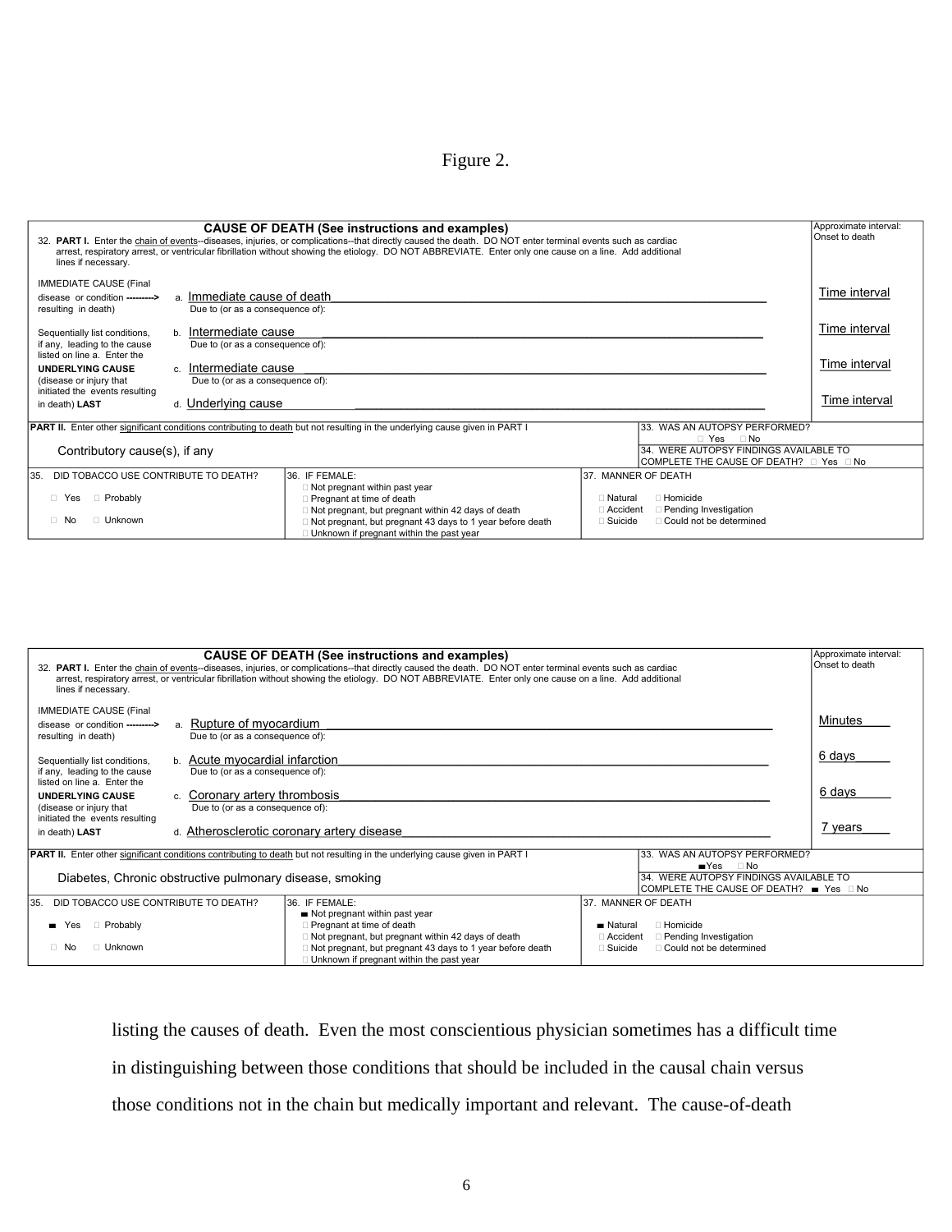Figure 2.

| CAUSE OF DEATH (See instructions and examples) | | Approximate interval: Onset to death |
|---|---|---|
| 32. **PART I.** Enter the chain of events--diseases, injuries, or complications--that directly caused the death. DO NOT enter terminal events such as cardiac arrest, respiratory arrest, or ventricular fibrillation without showing the etiology. DO NOT ABBREVIATE. Enter only one cause on a line. Add additional lines if necessary. | | |
| IMMEDIATE CAUSE (Final disease or condition ---------> resulting in death) | a. Immediate cause of death<br>Due to (or as a consequence of): | Time interval |
| Sequentially list conditions, if any, leading to the cause listed on line a. Enter the | b. Intermediate cause<br>Due to (or as a consequence of): | Time interval |
| **UNDERLYING CAUSE** (disease or injury that initiated the events resulting | c. Intermediate cause<br>Due to (or as a consequence of): | Time interval |
| in death) **LAST** | d. Underlying cause | Time interval |

| **PART II.** Enter other significant conditions contributing to death but not resulting in the underlying cause given in PART I | 33. WAS AN AUTOPSY PERFORMED? □ Yes □ No |
|---|---|
| Contributory cause(s), if any | 34. WERE AUTOPSY FINDINGS AVAILABLE TO COMPLETE THE CAUSE OF DEATH? □ Yes □ No |

| 35. DID TOBACCO USE CONTRIBUTE TO DEATH? | 36. IF FEMALE: | 37. MANNER OF DEATH |
|---|---|---|
| □ Yes □ Probably<br>□ No □ Unknown | □ Not pregnant within past year<br>□ Pregnant at time of death<br>□ Not pregnant, but pregnant within 42 days of death<br>□ Not pregnant, but pregnant 43 days to 1 year before death<br>□ Unknown if pregnant within the past year | □ Natural □ Homicide<br>□ Accident □ Pending Investigation<br>□ Suicide □ Could not be determined |

| CAUSE OF DEATH (See instructions and examples) | | Approximate interval: Onset to death |
|---|---|---|
| 32. **PART I.** Enter the chain of events--diseases, injuries, or complications--that directly caused the death. DO NOT enter terminal events such as cardiac arrest, respiratory arrest, or ventricular fibrillation without showing the etiology. DO NOT ABBREVIATE. Enter only one cause on a line. Add additional lines if necessary. | | |
| IMMEDIATE CAUSE (Final disease or condition ---------> resulting in death) | a. Rupture of myocardium<br>Due to (or as a consequence of): | Minutes |
| Sequentially list conditions, if any, leading to the cause listed on line a. Enter the | b. Acute myocardial infarction<br>Due to (or as a consequence of): | 6 days |
| **UNDERLYING CAUSE** (disease or injury that initiated the events resulting | c. Coronary artery thrombosis<br>Due to (or as a consequence of): | 6 days |
| in death) **LAST** | d. Atherosclerotic coronary artery disease | 7 years |

| **PART II.** Enter other significant conditions contributing to death but not resulting in the underlying cause given in PART I | 33. WAS AN AUTOPSY PERFORMED? ■ Yes □ No |
|---|---|
| Diabetes, Chronic obstructive pulmonary disease, smoking | 34. WERE AUTOPSY FINDINGS AVAILABLE TO COMPLETE THE CAUSE OF DEATH? ■ Yes □ No |

| 35. DID TOBACCO USE CONTRIBUTE TO DEATH? | 36. IF FEMALE: | 37. MANNER OF DEATH |
|---|---|---|
| ■ Yes □ Probably<br>□ No □ Unknown | ■ Not pregnant within past year<br>□ Pregnant at time of death<br>□ Not pregnant, but pregnant within 42 days of death<br>□ Not pregnant, but pregnant 43 days to 1 year before death<br>□ Unknown if pregnant within the past year | ■ Natural □ Homicide<br>□ Accident □ Pending Investigation<br>□ Suicide □ Could not be determined |

listing the causes of death. Even the most conscientious physician sometimes has a difficult time in distinguishing between those conditions that should be included in the causal chain versus those conditions not in the chain but medically important and relevant. The cause-of-death